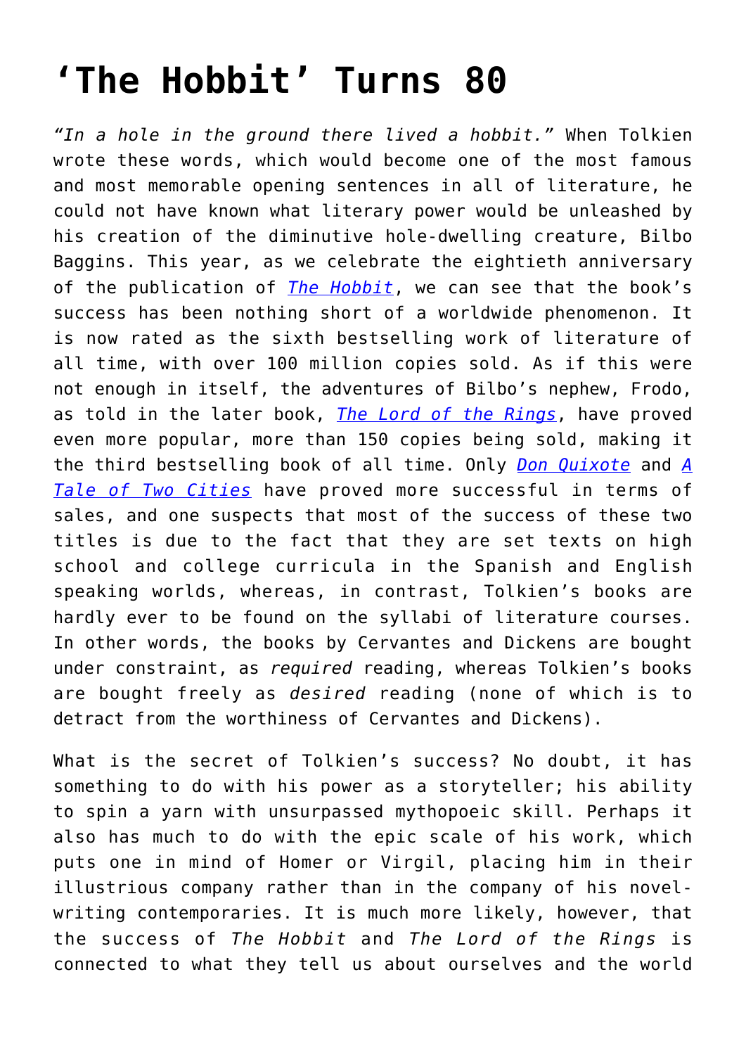# ‘The Hobbit’ Turns 80

*“In a hole in the ground there lived a hobbit.”* When Tolkien wrote these words, which would become one of the most famous and most memorable opening sentences in all of literature, he could not have known what literary power would be unleashed by his creation of the diminutive hole-dwelling creature, Bilbo Baggins. This year, as we celebrate the eightieth anniversary of the publication of *The Hobbit*, we can see that the book’s success has been nothing short of a worldwide phenomenon. It is now rated as the sixth bestselling work of literature of all time, with over 100 million copies sold. As if this were not enough in itself, the adventures of Bilbo’s nephew, Frodo, as told in the later book, *The Lord of the Rings*, have proved even more popular, more than 150 copies being sold, making it the third bestselling book of all time. Only *Don Quixote* and *A Tale of Two Cities* have proved more successful in terms of sales, and one suspects that most of the success of these two titles is due to the fact that they are set texts on high school and college curricula in the Spanish and English speaking worlds, whereas, in contrast, Tolkien’s books are hardly ever to be found on the syllabi of literature courses. In other words, the books by Cervantes and Dickens are bought under constraint, as *required* reading, whereas Tolkien’s books are bought freely as *desired* reading (none of which is to detract from the worthiness of Cervantes and Dickens).

What is the secret of Tolkien’s success? No doubt, it has something to do with his power as a storyteller; his ability to spin a yarn with unsurpassed mythopoeic skill. Perhaps it also has much to do with the epic scale of his work, which puts one in mind of Homer or Virgil, placing him in their illustrious company rather than in the company of his novel-writing contemporaries. It is much more likely, however, that the success of *The Hobbit* and *The Lord of the Rings* is connected to what they tell us about ourselves and the world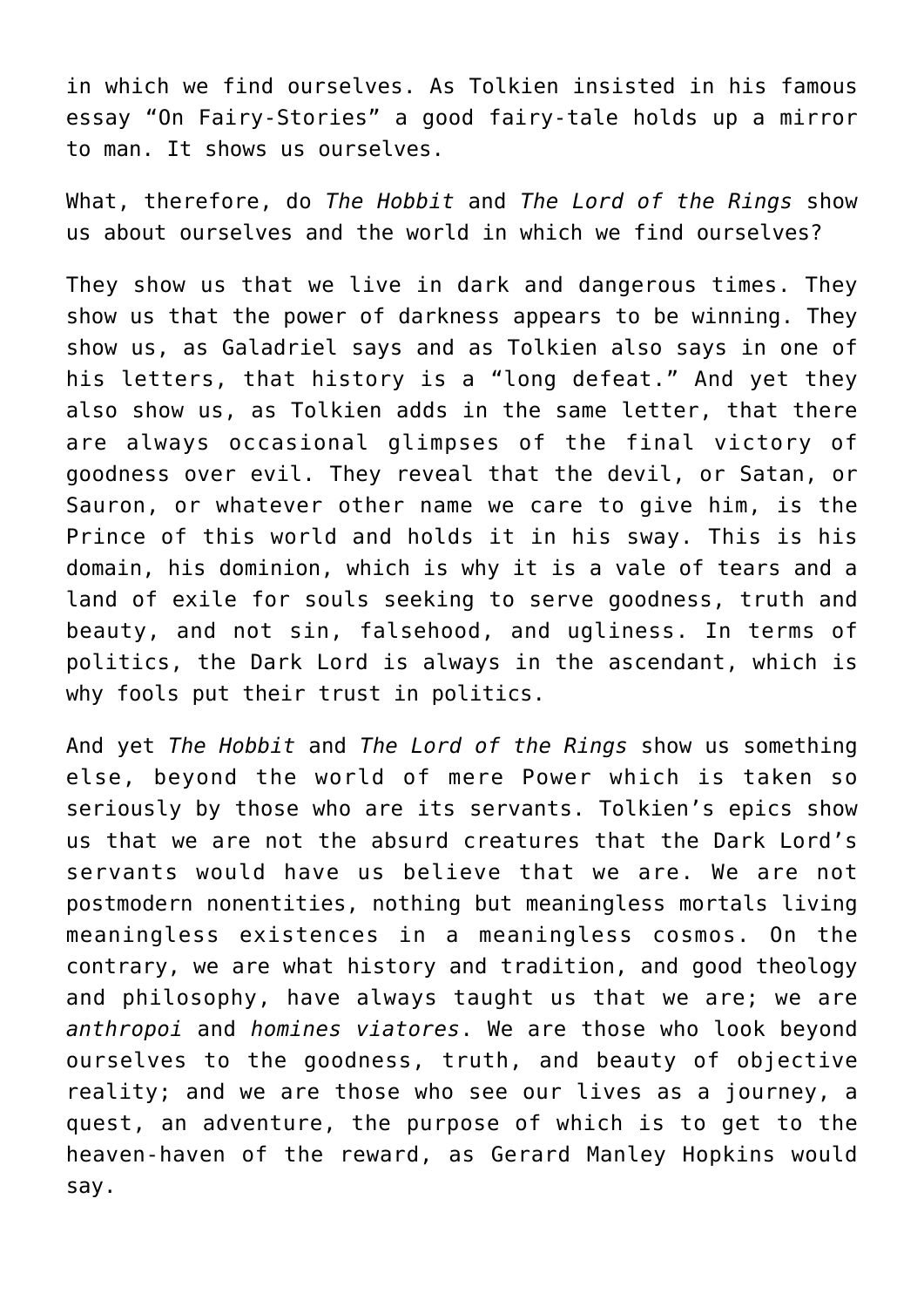in which we find ourselves. As Tolkien insisted in his famous essay "On Fairy-Stories" a good fairy-tale holds up a mirror to man. It shows us ourselves.

What, therefore, do *The Hobbit* and *The Lord of the Rings* show us about ourselves and the world in which we find ourselves?

They show us that we live in dark and dangerous times. They show us that the power of darkness appears to be winning. They show us, as Galadriel says and as Tolkien also says in one of his letters, that history is a "long defeat." And yet they also show us, as Tolkien adds in the same letter, that there are always occasional glimpses of the final victory of goodness over evil. They reveal that the devil, or Satan, or Sauron, or whatever other name we care to give him, is the Prince of this world and holds it in his sway. This is his domain, his dominion, which is why it is a vale of tears and a land of exile for souls seeking to serve goodness, truth and beauty, and not sin, falsehood, and ugliness. In terms of politics, the Dark Lord is always in the ascendant, which is why fools put their trust in politics.

And yet *The Hobbit* and *The Lord of the Rings* show us something else, beyond the world of mere Power which is taken so seriously by those who are its servants. Tolkien's epics show us that we are not the absurd creatures that the Dark Lord's servants would have us believe that we are. We are not postmodern nonentities, nothing but meaningless mortals living meaningless existences in a meaningless cosmos. On the contrary, we are what history and tradition, and good theology and philosophy, have always taught us that we are; we are *anthropoi* and *homines viatores*. We are those who look beyond ourselves to the goodness, truth, and beauty of objective reality; and we are those who see our lives as a journey, a quest, an adventure, the purpose of which is to get to the heaven-haven of the reward, as Gerard Manley Hopkins would say.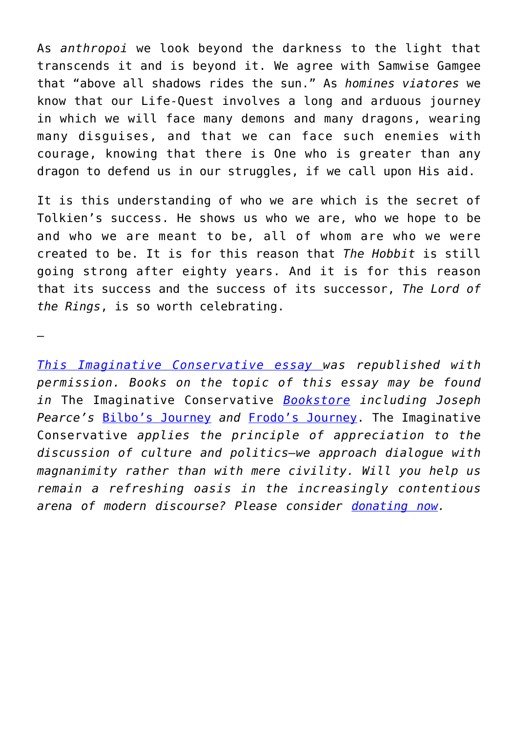As *anthropoi* we look beyond the darkness to the light that transcends it and is beyond it. We agree with Samwise Gamgee that “above all shadows rides the sun.” As *homines viatores* we know that our Life-Quest involves a long and arduous journey in which we will face many demons and many dragons, wearing many disguises, and that we can face such enemies with courage, knowing that there is One who is greater than any dragon to defend us in our struggles, if we call upon His aid.

It is this understanding of who we are which is the secret of Tolkien’s success. He shows us who we are, who we hope to be and who we are meant to be, all of whom are who we were created to be. It is for this reason that *The Hobbit* is still going strong after eighty years. And it is for this reason that its success and the success of its successor, *The Lord of the Rings*, is so worth celebrating.

—

*This Imaginative Conservative essay was republished with permission. Books on the topic of this essay may be found in* The Imaginative Conservative *Bookstore including Joseph Pearce’s* Bilbo’s Journey *and* Frodo’s Journey. The Imaginative Conservative *applies the principle of appreciation to the discussion of culture and politics—we approach dialogue with magnanimity rather than with mere civility. Will you help us remain a refreshing oasis in the increasingly contentious arena of modern discourse? Please consider donating now.*